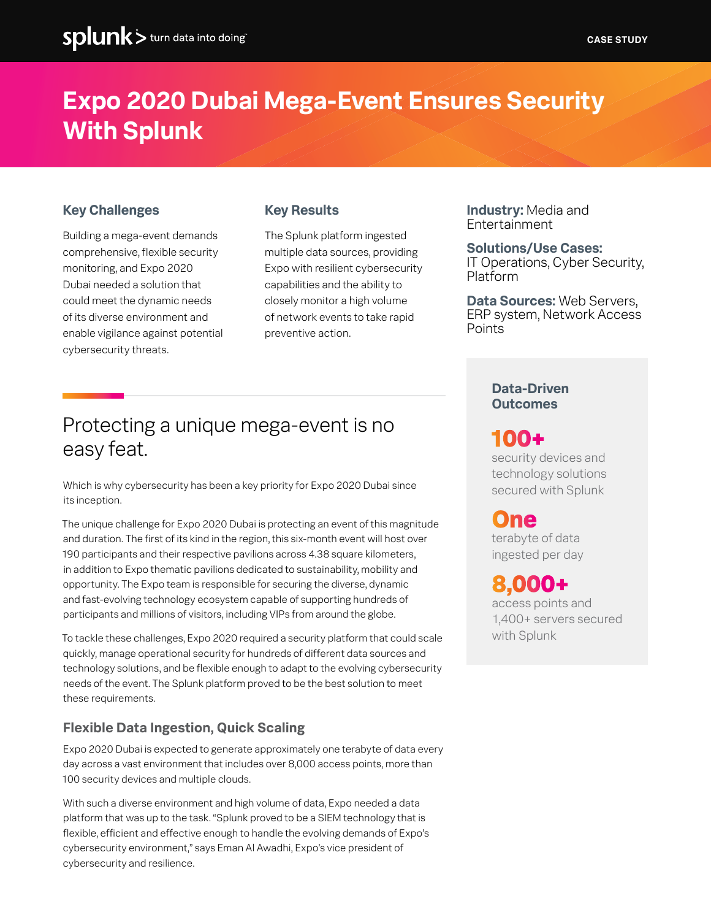# Expo 2020 Dubai Mega-Event Ensures Security With Splunk

### Key Challenges

Building a mega-event demands comprehensive, flexible security monitoring, and Expo 2020 Dubai needed a solution that could meet the dynamic needs of its diverse environment and enable vigilance against potential cybersecurity threats.

### Key Results

The Splunk platform ingested multiple data sources, providing Expo with resilient cybersecurity capabilities and the ability to closely monitor a high volume of network events to take rapid preventive action.

**Industry:** Media and Entertainment

**Solutions/Use Cases:** IT Operations, Cyber Security, Platform

**Data Sources:** Web Servers, ERP system, Network Access Points

### Data-Driven Outcomes

**100+**
security devices and technology solutions secured with Splunk

**One**
terabyte of data ingested per day

**8,000+**
access points and 1,400+ servers secured with Splunk

## Protecting a unique mega-event is no easy feat.

Which is why cybersecurity has been a key priority for Expo 2020 Dubai since its inception.

The unique challenge for Expo 2020 Dubai is protecting an event of this magnitude and duration. The first of its kind in the region, this six-month event will host over 190 participants and their respective pavilions across 4.38 square kilometers, in addition to Expo thematic pavilions dedicated to sustainability, mobility and opportunity. The Expo team is responsible for securing the diverse, dynamic and fast-evolving technology ecosystem capable of supporting hundreds of participants and millions of visitors, including VIPs from around the globe.

To tackle these challenges, Expo 2020 required a security platform that could scale quickly, manage operational security for hundreds of different data sources and technology solutions, and be flexible enough to adapt to the evolving cybersecurity needs of the event. The Splunk platform proved to be the best solution to meet these requirements.

### Flexible Data Ingestion, Quick Scaling

Expo 2020 Dubai is expected to generate approximately one terabyte of data every day across a vast environment that includes over 8,000 access points, more than 100 security devices and multiple clouds.

With such a diverse environment and high volume of data, Expo needed a data platform that was up to the task. "Splunk proved to be a SIEM technology that is flexible, efficient and effective enough to handle the evolving demands of Expo's cybersecurity environment," says Eman Al Awadhi, Expo's vice president of cybersecurity and resilience.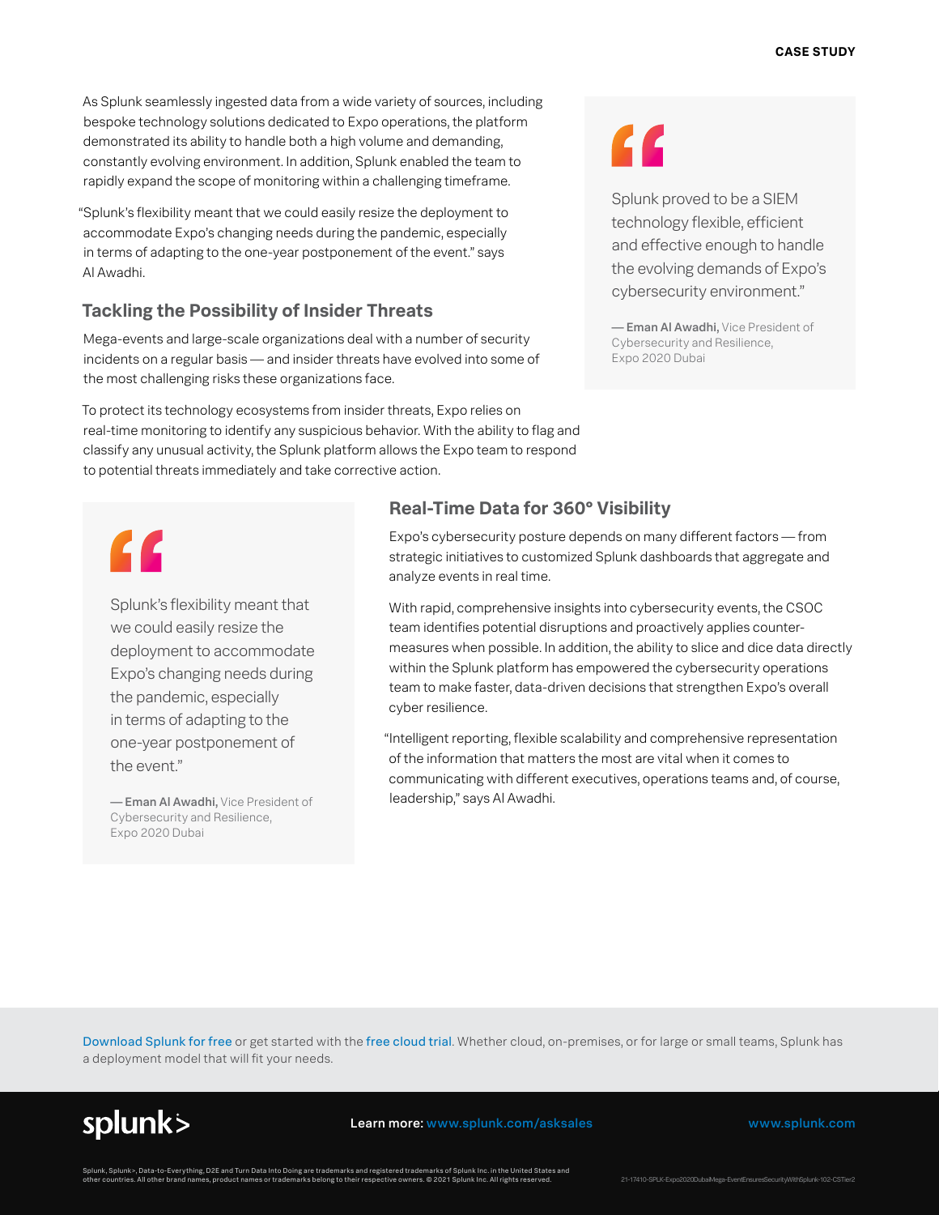As Splunk seamlessly ingested data from a wide variety of sources, including bespoke technology solutions dedicated to Expo operations, the platform demonstrated its ability to handle both a high volume and demanding, constantly evolving environment. In addition, Splunk enabled the team to rapidly expand the scope of monitoring within a challenging timeframe.

"Splunk's flexibility meant that we could easily resize the deployment to accommodate Expo's changing needs during the pandemic, especially in terms of adapting to the one-year postponement of the event." says Al Awadhi.

> Splunk proved to be a SIEM technology flexible, efficient and effective enough to handle the evolving demands of Expo's cybersecurity environment."
>
> — **Eman Al Awadhi,** Vice President of Cybersecurity and Resilience, Expo 2020 Dubai

## Tackling the Possibility of Insider Threats

Mega-events and large-scale organizations deal with a number of security incidents on a regular basis — and insider threats have evolved into some of the most challenging risks these organizations face.

To protect its technology ecosystems from insider threats, Expo relies on real-time monitoring to identify any suspicious behavior. With the ability to flag and classify any unusual activity, the Splunk platform allows the Expo team to respond to potential threats immediately and take corrective action.

> Splunk's flexibility meant that we could easily resize the deployment to accommodate Expo's changing needs during the pandemic, especially in terms of adapting to the one-year postponement of the event."
>
> — **Eman Al Awadhi,** Vice President of Cybersecurity and Resilience, Expo 2020 Dubai

## Real-Time Data for 360° Visibility

Expo's cybersecurity posture depends on many different factors — from strategic initiatives to customized Splunk dashboards that aggregate and analyze events in real time.

With rapid, comprehensive insights into cybersecurity events, the CSOC team identifies potential disruptions and proactively applies counter-measures when possible. In addition, the ability to slice and dice data directly within the Splunk platform has empowered the cybersecurity operations team to make faster, data-driven decisions that strengthen Expo's overall cyber resilience.

"Intelligent reporting, flexible scalability and comprehensive representation of the information that matters the most are vital when it comes to communicating with different executives, operations teams and, of course, leadership," says Al Awadhi.

Download Splunk for free or get started with the free cloud trial. Whether cloud, on-premises, or for large or small teams, Splunk has a deployment model that will fit your needs.

splunk>

**Learn more:** www.splunk.com/asksales

www.splunk.com

Splunk, Splunk>, Data-to-Everything, D2E and Turn Data Into Doing are trademarks and registered trademarks of Splunk Inc. in the United States and other countries. All other brand names, product names or trademarks belong to their respective owners. © 2021 Splunk Inc. All rights reserved.

21-17410-SPLK-Expo2020DubaiMega-EventEnsuresSecurityWithSplunk-102-CSTier2